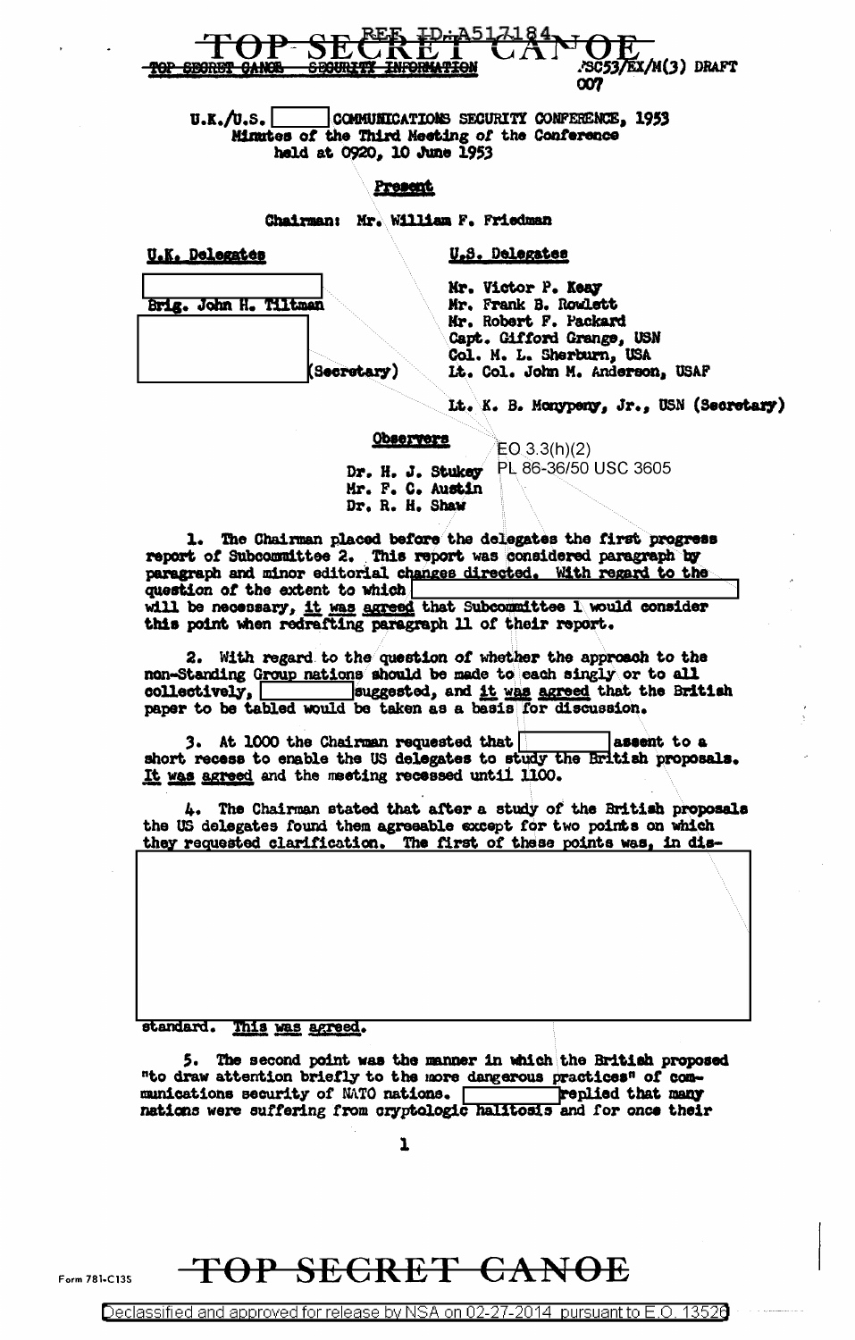TOP SECRET CANOE

REF ID:A517184

TOP SECRET CANOE SECURITY INFORMATION

/SC53/EX/M(3) DRAFT
007

U.K./U.S. [ ] COMMUNICATIONS SECURITY CONFERENCE, 1953
Minutes of the Third Meeting of the Conference
held at 0920, 10 June 1953

**Present**

Chairman: Mr. William F. Friedman

| U.K. Delegates | U.S. Delegates |
|---|---|
| [ ] | Mr. Victor P. Keay |
| Brig. John H. Tiltman | Mr. Frank B. Rowlett |
| [ ] | Mr. Robert F. Packard |
| | Capt. Gifford Grange, USN |
| | Col. M. L. Sherburn, USA |
| (Secretary) | Lt. Col. John M. Anderson, USAF |
| | Lt. K. B. Monypeny, Jr., USN (Secretary) |

**Observers**

EO 3.3(h)(2)
PL 86-36/50 USC 3605

Dr. H. J. Stukey
Mr. F. C. Austin
Dr. R. H. Shaw

1. The Chairman placed before the delegates the first progress report of Subcommittee 2. This report was considered paragraph by paragraph and minor editorial changes directed. With regard to the question of the extent to which [ ] will be necessary, it was agreed that Subcommittee 1 would consider this point when redrafting paragraph 11 of their report.

2. With regard to the question of whether the approach to the non-Standing Group nations should be made to each singly or to all collectively, [ ] suggested, and it was agreed that the British paper to be tabled would be taken as a basis for discussion.

3. At 1000 the Chairman requested that [ ] assent to a short recess to enable the US delegates to study the British proposals. It was agreed and the meeting recessed until 1100.

4. The Chairman stated that after a study of the British proposals the US delegates found them agreeable except for two points on which they requested clarification. The first of these points was, in dis-

[ ]

standard. This was agreed.

5. The second point was the manner in which the British proposed "to draw attention briefly to the more dangerous practices" of communications security of NATO nations. [ ] replied that many nations were suffering from cryptologic halitosis and for once their

TOP SECRET CANOE

Declassified and approved for release by NSA on 02-27-2014 pursuant to E.O. 13526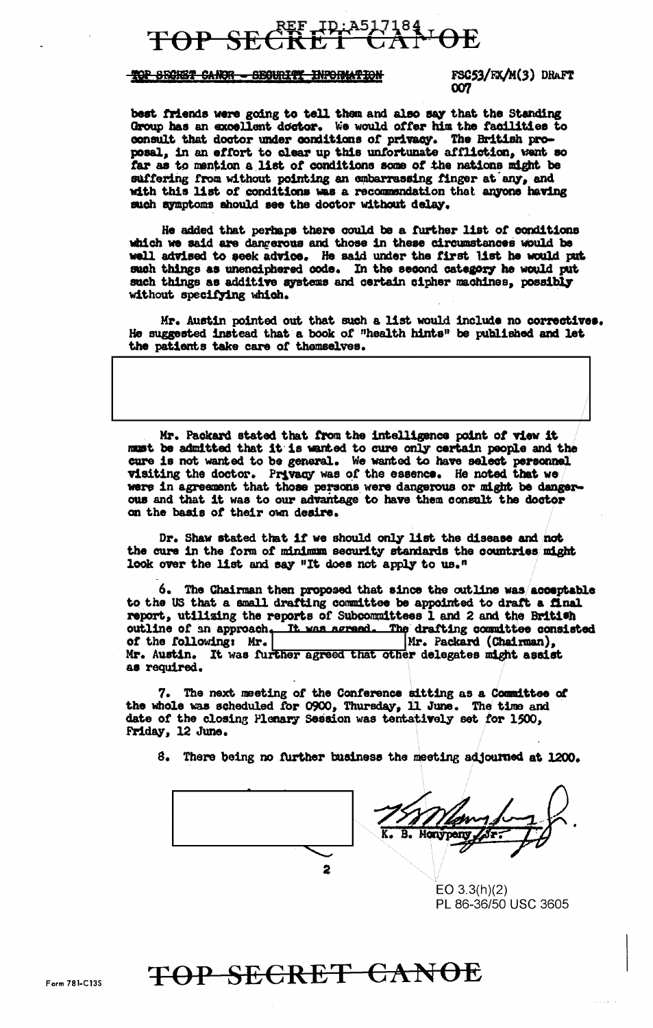~~TOP SECRET CANOE - SECURITY INFORMATION~~

FSC53/EX/M(3) DRAFT
007

best friends were going to tell them and also say that the Standing Group has an excellent doctor. We would offer him the facilities to consult that doctor under conditions of privacy. The British proposal, in an effort to clear up this unfortunate affliction, went so far as to mention a list of conditions some of the nations might be suffering from without pointing an embarrassing finger at any, and with this list of conditions was a recommendation that anyone having such symptoms should see the doctor without delay.

He added that perhaps there could be a further list of conditions which we said are dangerous and those in these circumstances would be well advised to seek advice. He said under the first list he would put such things as unenciphered code. In the second category he would put such things as additive systems and certain cipher machines, possibly without specifying which.

Mr. Austin pointed out that such a list would include no correctives. He suggested instead that a book of "health hints" be published and let the patients take care of themselves.

Mr. Packard stated that from the intelligence point of view it must be admitted that it is wanted to cure only certain people and the cure is not wanted to be general. We wanted to have select personnel visiting the doctor. Privacy was of the essence. He noted that we were in agreement that those persons were dangerous or might be dangerous and that it was to our advantage to have them consult the doctor on the basis of their own desire.

Dr. Shaw stated that if we should only list the disease and not the cure in the form of minimum security standards the countries might look over the list and say "It does not apply to us."

6. The Chairman then proposed that since the outline was acceptable to the US that a small drafting committee be appointed to draft a final report, utilizing the reports of Subcommittees 1 and 2 and the British outline of an approach. It was agreed. The drafting committee consisted of the following: Mr. [redacted] Mr. Packard (Chairman), Mr. Austin. It was further agreed that other delegates might assist as required.

7. The next meeting of the Conference sitting as a Committee of the whole was scheduled for 0900, Thursday, 11 June. The time and date of the closing Plenary Session was tentatively set for 1500, Friday, 12 June.

8. There being no further business the meeting adjourned at 1200.

K. B. Monypeny, Jr.

EO 3.3(h)(2)
PL 86-36/50 USC 3605

Form 781-C13S